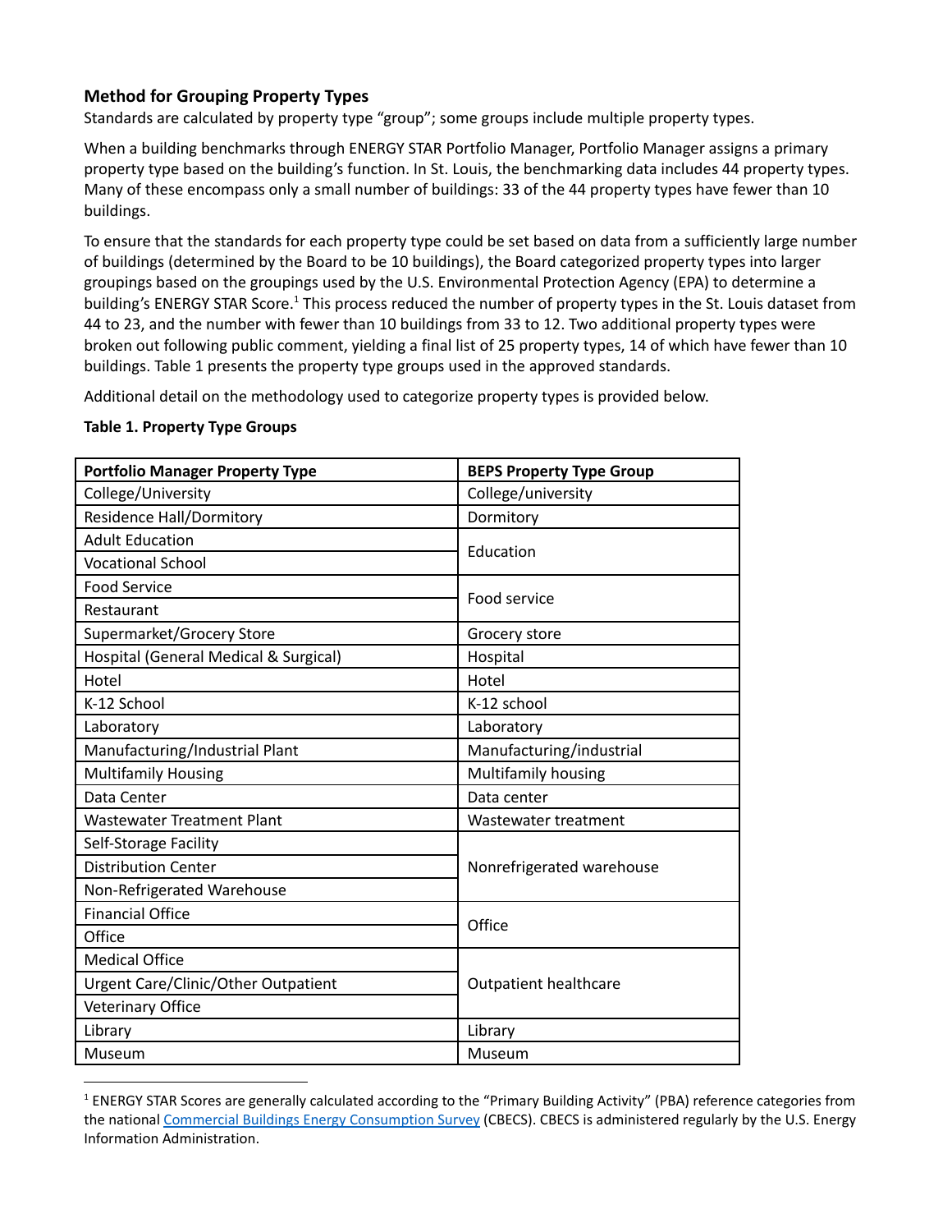### Method for Grouping Property Types

Standards are calculated by property type "group"; some groups include multiple property types.

When a building benchmarks through ENERGY STAR Portfolio Manager, Portfolio Manager assigns a primary property type based on the building's function. In St. Louis, the benchmarking data includes 44 property types. Many of these encompass only a small number of buildings: 33 of the 44 property types have fewer than 10 buildings.

To ensure that the standards for each property type could be set based on data from a sufficiently large number of buildings (determined by the Board to be 10 buildings), the Board categorized property types into larger groupings based on the groupings used by the U.S. Environmental Protection Agency (EPA) to determine a building's ENERGY STAR Score.[1] This process reduced the number of property types in the St. Louis dataset from 44 to 23, and the number with fewer than 10 buildings from 33 to 12. Two additional property types were broken out following public comment, yielding a final list of 25 property types, 14 of which have fewer than 10 buildings. Table 1 presents the property type groups used in the approved standards.

Additional detail on the methodology used to categorize property types is provided below.

**Table 1. Property Type Groups**

| Portfolio Manager Property Type | BEPS Property Type Group |
|---|---|
| College/University | College/university |
| Residence Hall/Dormitory | Dormitory |
| Adult Education | Education |
| Vocational School | |
| Food Service | Food service |
| Restaurant | |
| Supermarket/Grocery Store | Grocery store |
| Hospital (General Medical & Surgical) | Hospital |
| Hotel | Hotel |
| K-12 School | K-12 school |
| Laboratory | Laboratory |
| Manufacturing/Industrial Plant | Manufacturing/industrial |
| Multifamily Housing | Multifamily housing |
| Data Center | Data center |
| Wastewater Treatment Plant | Wastewater treatment |
| Self-Storage Facility | Nonrefrigerated warehouse |
| Distribution Center | |
| Non-Refrigerated Warehouse | |
| Financial Office | Office |
| Office | |
| Medical Office | Outpatient healthcare |
| Urgent Care/Clinic/Other Outpatient | |
| Veterinary Office | |
| Library | Library |
| Museum | Museum |

[1] ENERGY STAR Scores are generally calculated according to the "Primary Building Activity" (PBA) reference categories from the national Commercial Buildings Energy Consumption Survey (CBECS). CBECS is administered regularly by the U.S. Energy Information Administration.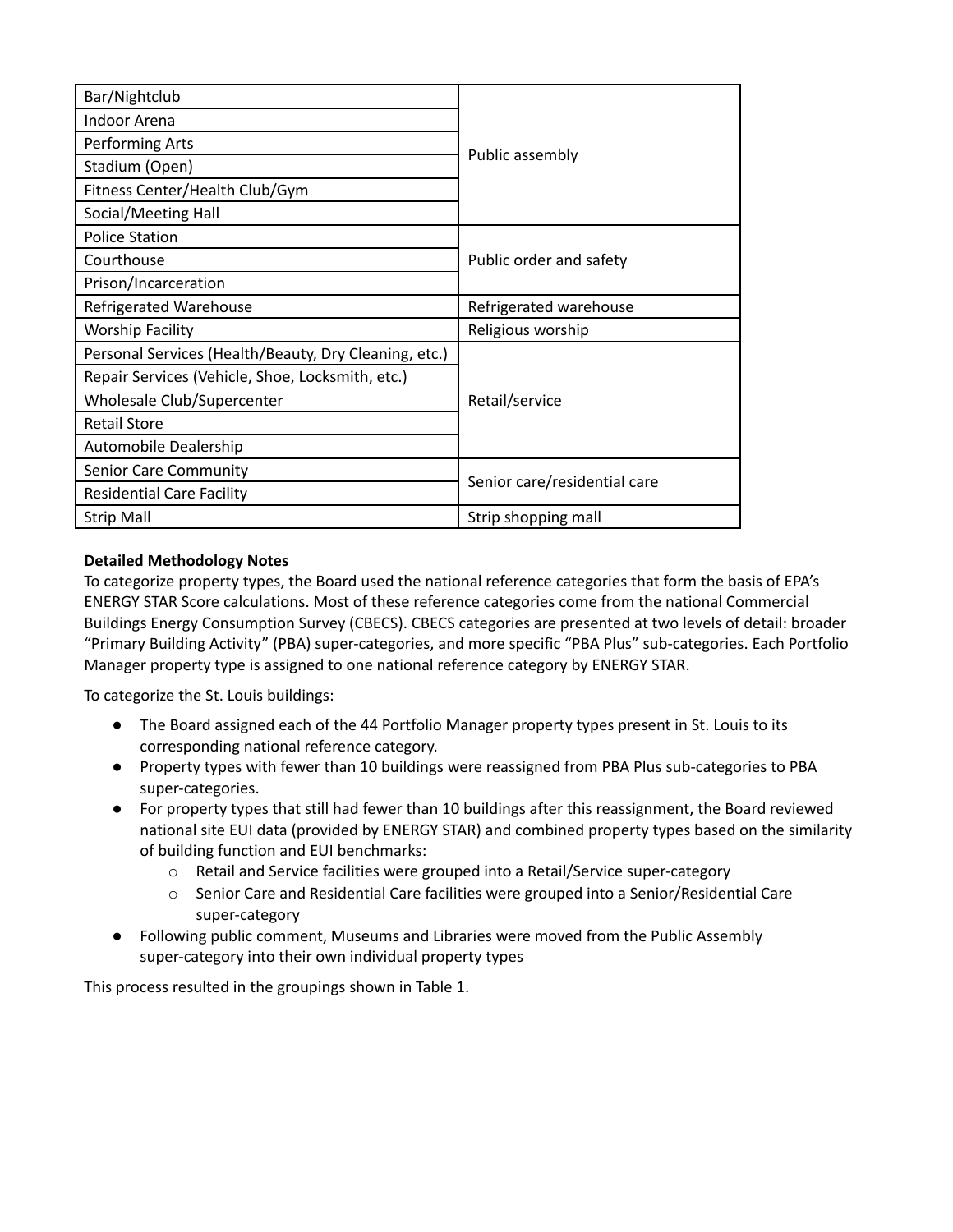| | |
|---|---|
| Bar/Nightclub | Public assembly |
| Indoor Arena | |
| Performing Arts | |
| Stadium (Open) | |
| Fitness Center/Health Club/Gym | |
| Social/Meeting Hall | |
| Police Station | Public order and safety |
| Courthouse | |
| Prison/Incarceration | |
| Refrigerated Warehouse | Refrigerated warehouse |
| Worship Facility | Religious worship |
| Personal Services (Health/Beauty, Dry Cleaning, etc.) | Retail/service |
| Repair Services (Vehicle, Shoe, Locksmith, etc.) | |
| Wholesale Club/Supercenter | |
| Retail Store | |
| Automobile Dealership | |
| Senior Care Community | Senior care/residential care |
| Residential Care Facility | |
| Strip Mall | Strip shopping mall |

**Detailed Methodology Notes**

To categorize property types, the Board used the national reference categories that form the basis of EPA's ENERGY STAR Score calculations. Most of these reference categories come from the national Commercial Buildings Energy Consumption Survey (CBECS). CBECS categories are presented at two levels of detail: broader "Primary Building Activity" (PBA) super-categories, and more specific "PBA Plus" sub-categories. Each Portfolio Manager property type is assigned to one national reference category by ENERGY STAR.

To categorize the St. Louis buildings:

- The Board assigned each of the 44 Portfolio Manager property types present in St. Louis to its corresponding national reference category.
- Property types with fewer than 10 buildings were reassigned from PBA Plus sub-categories to PBA super-categories.
- For property types that still had fewer than 10 buildings after this reassignment, the Board reviewed national site EUI data (provided by ENERGY STAR) and combined property types based on the similarity of building function and EUI benchmarks:
  - Retail and Service facilities were grouped into a Retail/Service super-category
  - Senior Care and Residential Care facilities were grouped into a Senior/Residential Care super-category
- Following public comment, Museums and Libraries were moved from the Public Assembly super-category into their own individual property types

This process resulted in the groupings shown in Table 1.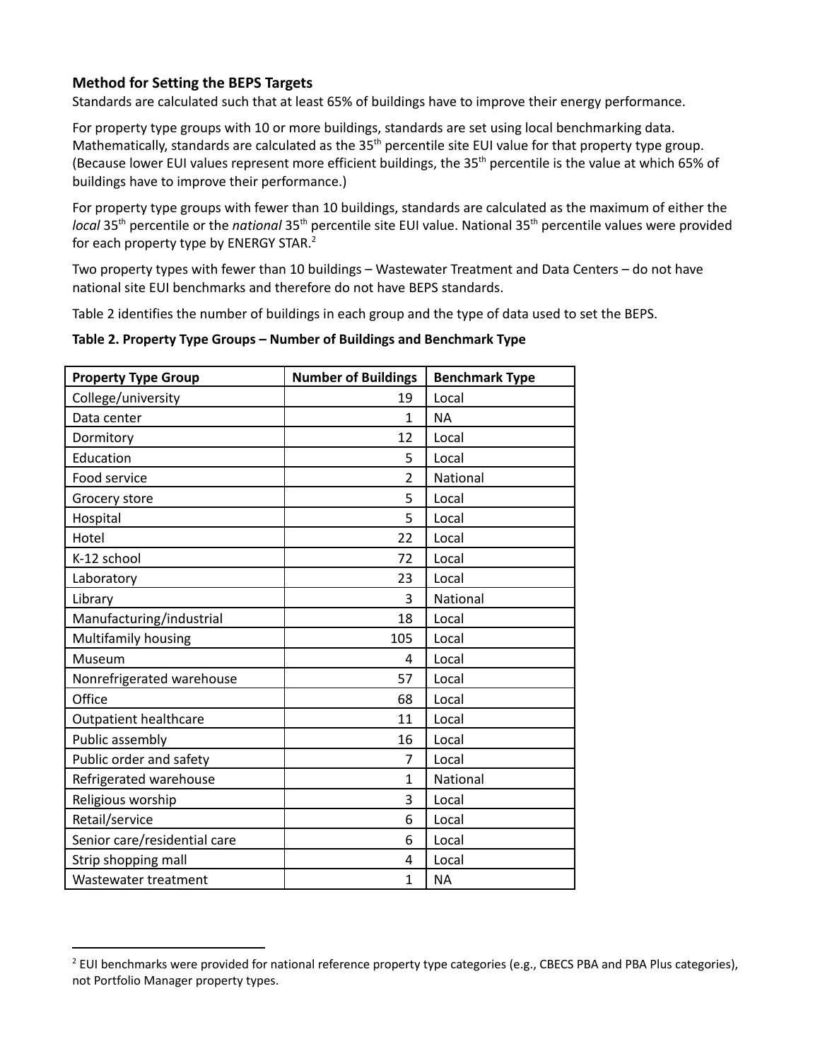### Method for Setting the BEPS Targets

Standards are calculated such that at least 65% of buildings have to improve their energy performance.

For property type groups with 10 or more buildings, standards are set using local benchmarking data. Mathematically, standards are calculated as the 35th percentile site EUI value for that property type group. (Because lower EUI values represent more efficient buildings, the 35th percentile is the value at which 65% of buildings have to improve their performance.)

For property type groups with fewer than 10 buildings, standards are calculated as the maximum of either the *local* 35th percentile or the *national* 35th percentile site EUI value. National 35th percentile values were provided for each property type by ENERGY STAR.[2]

Two property types with fewer than 10 buildings – Wastewater Treatment and Data Centers – do not have national site EUI benchmarks and therefore do not have BEPS standards.

Table 2 identifies the number of buildings in each group and the type of data used to set the BEPS.

**Table 2. Property Type Groups – Number of Buildings and Benchmark Type**

| Property Type Group | Number of Buildings | Benchmark Type |
|---|---|---|
| College/university | 19 | Local |
| Data center | 1 | NA |
| Dormitory | 12 | Local |
| Education | 5 | Local |
| Food service | 2 | National |
| Grocery store | 5 | Local |
| Hospital | 5 | Local |
| Hotel | 22 | Local |
| K-12 school | 72 | Local |
| Laboratory | 23 | Local |
| Library | 3 | National |
| Manufacturing/industrial | 18 | Local |
| Multifamily housing | 105 | Local |
| Museum | 4 | Local |
| Nonrefrigerated warehouse | 57 | Local |
| Office | 68 | Local |
| Outpatient healthcare | 11 | Local |
| Public assembly | 16 | Local |
| Public order and safety | 7 | Local |
| Refrigerated warehouse | 1 | National |
| Religious worship | 3 | Local |
| Retail/service | 6 | Local |
| Senior care/residential care | 6 | Local |
| Strip shopping mall | 4 | Local |
| Wastewater treatment | 1 | NA |

[2] EUI benchmarks were provided for national reference property type categories (e.g., CBECS PBA and PBA Plus categories), not Portfolio Manager property types.